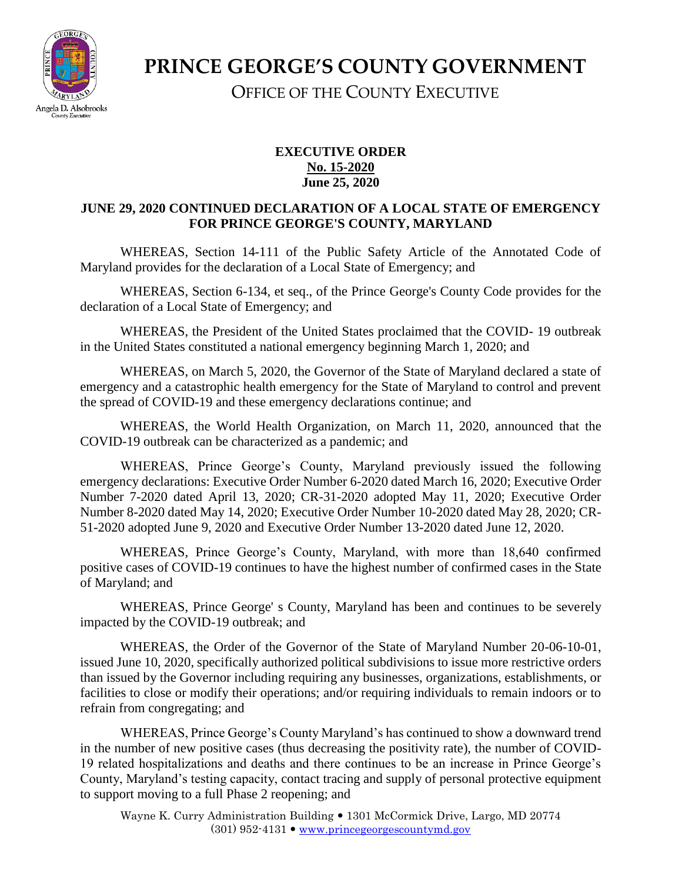# PRINCE GEORGE'S COUNTY GOVERNMENT

OFFICE OF THE COUNTY EXECUTIVE

Angela D. Alsobrooks
County Executive

**EXECUTIVE ORDER**
**No. 15-2020**
**June 25, 2020**

**JUNE 29, 2020 CONTINUED DECLARATION OF A LOCAL STATE OF EMERGENCY FOR PRINCE GEORGE'S COUNTY, MARYLAND**

WHEREAS, Section 14-111 of the Public Safety Article of the Annotated Code of Maryland provides for the declaration of a Local State of Emergency; and

WHEREAS, Section 6-134, et seq., of the Prince George's County Code provides for the declaration of a Local State of Emergency; and

WHEREAS, the President of the United States proclaimed that the COVID- 19 outbreak in the United States constituted a national emergency beginning March 1, 2020; and

WHEREAS, on March 5, 2020, the Governor of the State of Maryland declared a state of emergency and a catastrophic health emergency for the State of Maryland to control and prevent the spread of COVID-19 and these emergency declarations continue; and

WHEREAS, the World Health Organization, on March 11, 2020, announced that the COVID-19 outbreak can be characterized as a pandemic; and

WHEREAS, Prince George's County, Maryland previously issued the following emergency declarations: Executive Order Number 6-2020 dated March 16, 2020; Executive Order Number 7-2020 dated April 13, 2020; CR-31-2020 adopted May 11, 2020; Executive Order Number 8-2020 dated May 14, 2020; Executive Order Number 10-2020 dated May 28, 2020; CR-51-2020 adopted June 9, 2020 and Executive Order Number 13-2020 dated June 12, 2020.

WHEREAS, Prince George's County, Maryland, with more than 18,640 confirmed positive cases of COVID-19 continues to have the highest number of confirmed cases in the State of Maryland; and

WHEREAS, Prince George' s County, Maryland has been and continues to be severely impacted by the COVID-19 outbreak; and

WHEREAS, the Order of the Governor of the State of Maryland Number 20-06-10-01, issued June 10, 2020, specifically authorized political subdivisions to issue more restrictive orders than issued by the Governor including requiring any businesses, organizations, establishments, or facilities to close or modify their operations; and/or requiring individuals to remain indoors or to refrain from congregating; and

WHEREAS, Prince George's County Maryland's has continued to show a downward trend in the number of new positive cases (thus decreasing the positivity rate), the number of COVID-19 related hospitalizations and deaths and there continues to be an increase in Prince George's County, Maryland's testing capacity, contact tracing and supply of personal protective equipment to support moving to a full Phase 2 reopening; and

Wayne K. Curry Administration Building • 1301 McCormick Drive, Largo, MD 20774
(301) 952-4131 • www.princegeorgescountymd.gov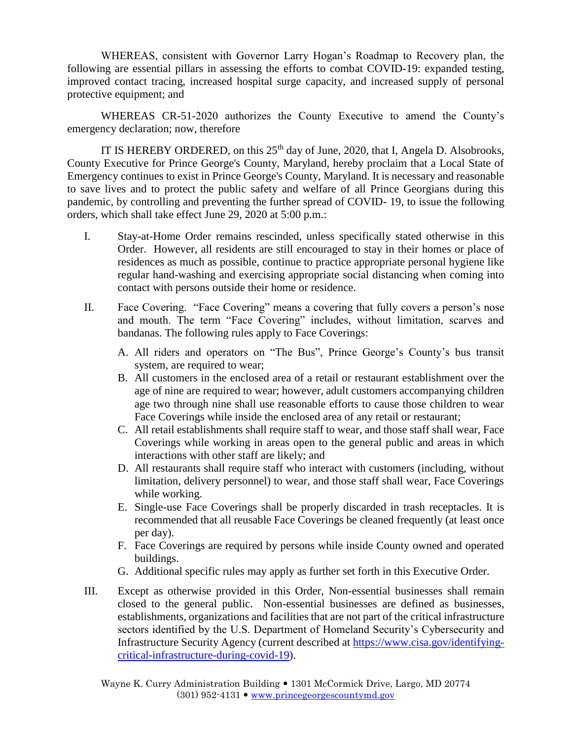WHEREAS, consistent with Governor Larry Hogan's Roadmap to Recovery plan, the following are essential pillars in assessing the efforts to combat COVID-19: expanded testing, improved contact tracing, increased hospital surge capacity, and increased supply of personal protective equipment; and

WHEREAS CR-51-2020 authorizes the County Executive to amend the County's emergency declaration; now, therefore

IT IS HEREBY ORDERED, on this 25th day of June, 2020, that I, Angela D. Alsobrooks, County Executive for Prince George's County, Maryland, hereby proclaim that a Local State of Emergency continues to exist in Prince George's County, Maryland. It is necessary and reasonable to save lives and to protect the public safety and welfare of all Prince Georgians during this pandemic, by controlling and preventing the further spread of COVID- 19, to issue the following orders, which shall take effect June 29, 2020 at 5:00 p.m.:

I. Stay-at-Home Order remains rescinded, unless specifically stated otherwise in this Order. However, all residents are still encouraged to stay in their homes or place of residences as much as possible, continue to practice appropriate personal hygiene like regular hand-washing and exercising appropriate social distancing when coming into contact with persons outside their home or residence.

II. Face Covering. "Face Covering" means a covering that fully covers a person's nose and mouth. The term "Face Covering" includes, without limitation, scarves and bandanas. The following rules apply to Face Coverings:

   A. All riders and operators on "The Bus", Prince George's County's bus transit system, are required to wear;
   B. All customers in the enclosed area of a retail or restaurant establishment over the age of nine are required to wear; however, adult customers accompanying children age two through nine shall use reasonable efforts to cause those children to wear Face Coverings while inside the enclosed area of any retail or restaurant;
   C. All retail establishments shall require staff to wear, and those staff shall wear, Face Coverings while working in areas open to the general public and areas in which interactions with other staff are likely; and
   D. All restaurants shall require staff who interact with customers (including, without limitation, delivery personnel) to wear, and those staff shall wear, Face Coverings while working.
   E. Single-use Face Coverings shall be properly discarded in trash receptacles. It is recommended that all reusable Face Coverings be cleaned frequently (at least once per day).
   F. Face Coverings are required by persons while inside County owned and operated buildings.
   G. Additional specific rules may apply as further set forth in this Executive Order.

III. Except as otherwise provided in this Order, Non-essential businesses shall remain closed to the general public. Non-essential businesses are defined as businesses, establishments, organizations and facilities that are not part of the critical infrastructure sectors identified by the U.S. Department of Homeland Security's Cybersecurity and Infrastructure Security Agency (current described at https://www.cisa.gov/identifying-critical-infrastructure-during-covid-19).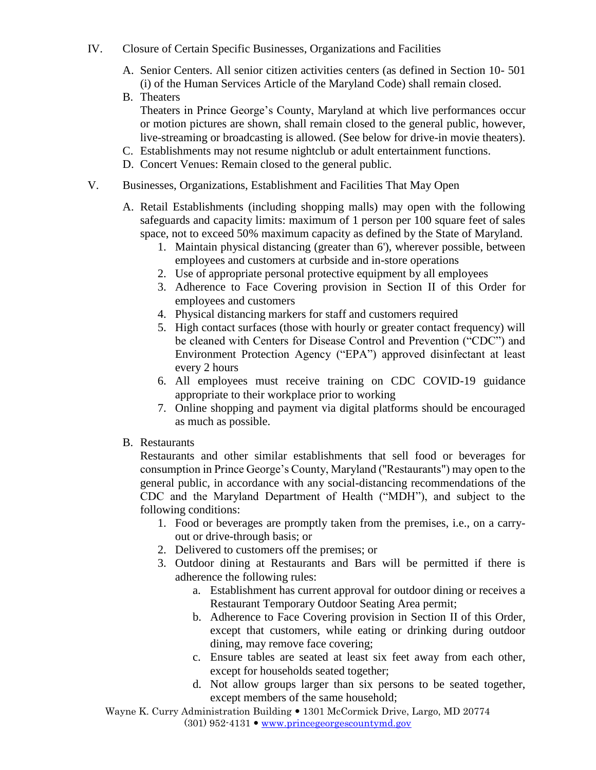IV. Closure of Certain Specific Businesses, Organizations and Facilities

A. Senior Centers. All senior citizen activities centers (as defined in Section 10- 501 (i) of the Human Services Article of the Maryland Code) shall remain closed.

B. Theaters
Theaters in Prince George's County, Maryland at which live performances occur or motion pictures are shown, shall remain closed to the general public, however, live-streaming or broadcasting is allowed. (See below for drive-in movie theaters).

C. Establishments may not resume nightclub or adult entertainment functions.

D. Concert Venues: Remain closed to the general public.

V. Businesses, Organizations, Establishment and Facilities That May Open

A. Retail Establishments (including shopping malls) may open with the following safeguards and capacity limits: maximum of 1 person per 100 square feet of sales space, not to exceed 50% maximum capacity as defined by the State of Maryland.

1. Maintain physical distancing (greater than 6'), wherever possible, between employees and customers at curbside and in-store operations
2. Use of appropriate personal protective equipment by all employees
3. Adherence to Face Covering provision in Section II of this Order for employees and customers
4. Physical distancing markers for staff and customers required
5. High contact surfaces (those with hourly or greater contact frequency) will be cleaned with Centers for Disease Control and Prevention ("CDC") and Environment Protection Agency ("EPA") approved disinfectant at least every 2 hours
6. All employees must receive training on CDC COVID-19 guidance appropriate to their workplace prior to working
7. Online shopping and payment via digital platforms should be encouraged as much as possible.

B. Restaurants
Restaurants and other similar establishments that sell food or beverages for consumption in Prince George's County, Maryland ("Restaurants") may open to the general public, in accordance with any social-distancing recommendations of the CDC and the Maryland Department of Health ("MDH"), and subject to the following conditions:

1. Food or beverages are promptly taken from the premises, i.e., on a carry-out or drive-through basis; or
2. Delivered to customers off the premises; or
3. Outdoor dining at Restaurants and Bars will be permitted if there is adherence the following rules:
   a. Establishment has current approval for outdoor dining or receives a Restaurant Temporary Outdoor Seating Area permit;
   b. Adherence to Face Covering provision in Section II of this Order, except that customers, while eating or drinking during outdoor dining, may remove face covering;
   c. Ensure tables are seated at least six feet away from each other, except for households seated together;
   d. Not allow groups larger than six persons to be seated together, except members of the same household;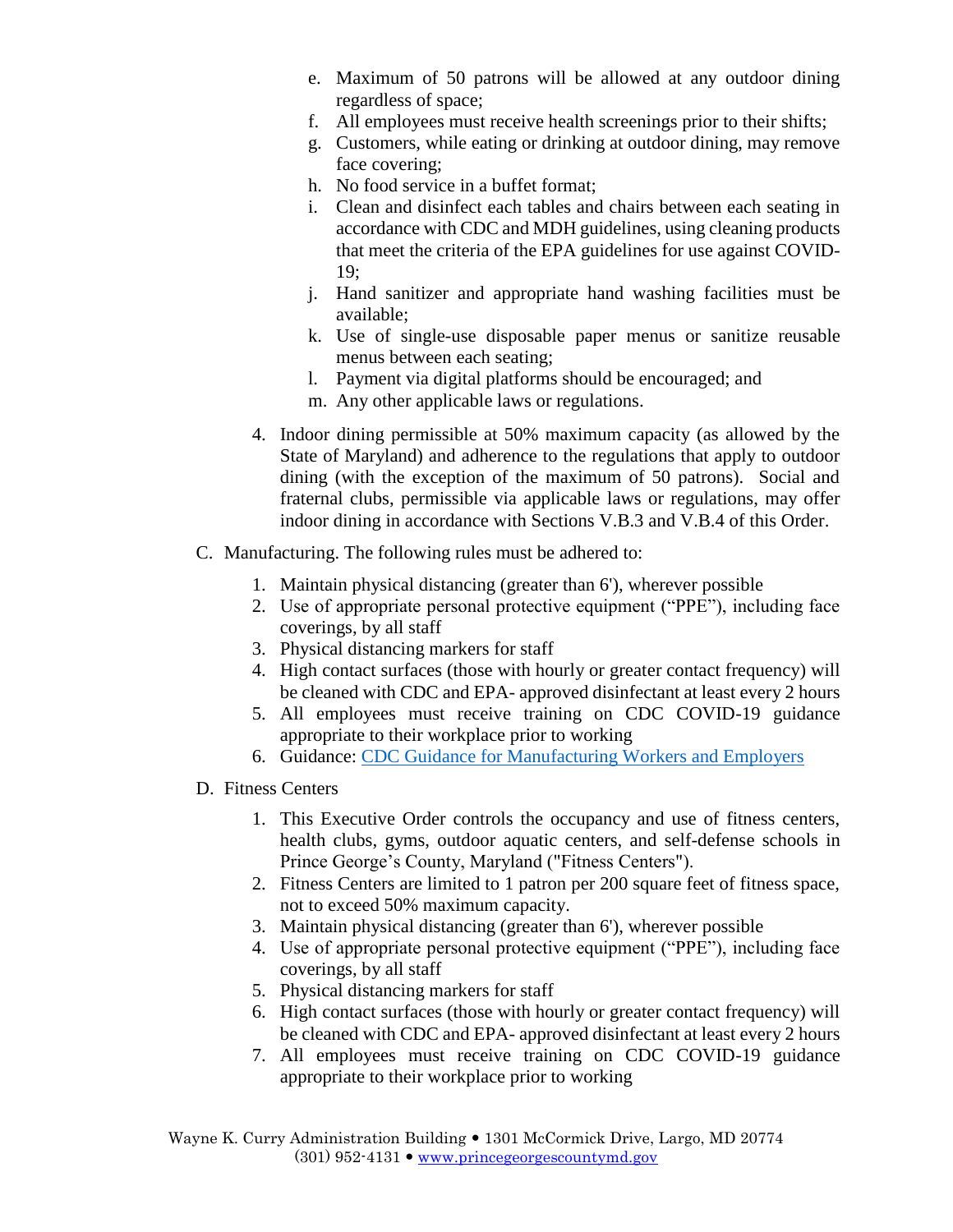e. Maximum of 50 patrons will be allowed at any outdoor dining regardless of space;
f. All employees must receive health screenings prior to their shifts;
g. Customers, while eating or drinking at outdoor dining, may remove face covering;
h. No food service in a buffet format;
i. Clean and disinfect each tables and chairs between each seating in accordance with CDC and MDH guidelines, using cleaning products that meet the criteria of the EPA guidelines for use against COVID-19;
j. Hand sanitizer and appropriate hand washing facilities must be available;
k. Use of single-use disposable paper menus or sanitize reusable menus between each seating;
l. Payment via digital platforms should be encouraged; and
m. Any other applicable laws or regulations.

4. Indoor dining permissible at 50% maximum capacity (as allowed by the State of Maryland) and adherence to the regulations that apply to outdoor dining (with the exception of the maximum of 50 patrons). Social and fraternal clubs, permissible via applicable laws or regulations, may offer indoor dining in accordance with Sections V.B.3 and V.B.4 of this Order.

C. Manufacturing. The following rules must be adhered to:

1. Maintain physical distancing (greater than 6'), wherever possible
2. Use of appropriate personal protective equipment ("PPE"), including face coverings, by all staff
3. Physical distancing markers for staff
4. High contact surfaces (those with hourly or greater contact frequency) will be cleaned with CDC and EPA- approved disinfectant at least every 2 hours
5. All employees must receive training on CDC COVID-19 guidance appropriate to their workplace prior to working
6. Guidance: CDC Guidance for Manufacturing Workers and Employers

D. Fitness Centers

1. This Executive Order controls the occupancy and use of fitness centers, health clubs, gyms, outdoor aquatic centers, and self-defense schools in Prince George's County, Maryland ("Fitness Centers").
2. Fitness Centers are limited to 1 patron per 200 square feet of fitness space, not to exceed 50% maximum capacity.
3. Maintain physical distancing (greater than 6'), wherever possible
4. Use of appropriate personal protective equipment ("PPE"), including face coverings, by all staff
5. Physical distancing markers for staff
6. High contact surfaces (those with hourly or greater contact frequency) will be cleaned with CDC and EPA- approved disinfectant at least every 2 hours
7. All employees must receive training on CDC COVID-19 guidance appropriate to their workplace prior to working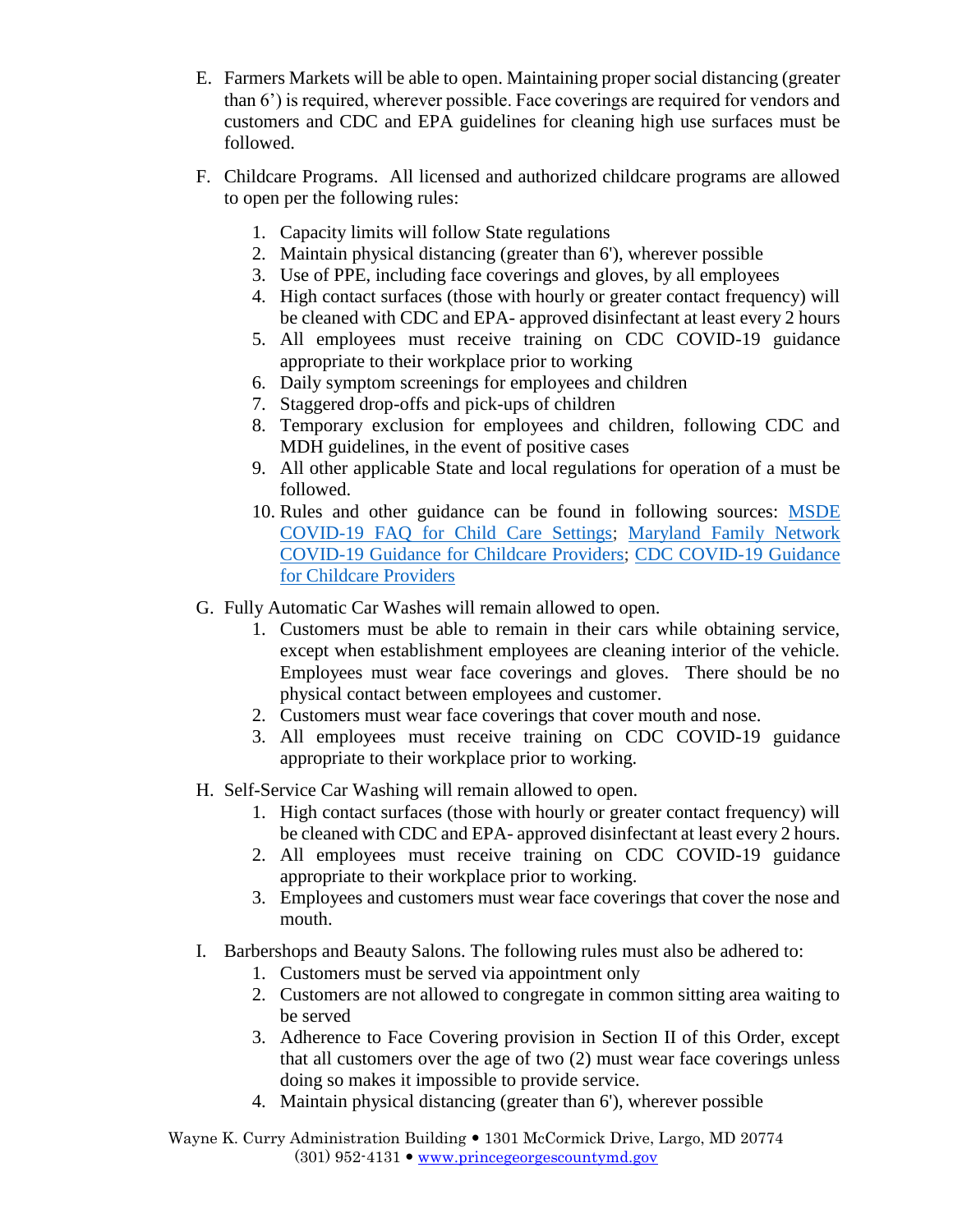E. Farmers Markets will be able to open. Maintaining proper social distancing (greater than 6') is required, wherever possible. Face coverings are required for vendors and customers and CDC and EPA guidelines for cleaning high use surfaces must be followed.

F. Childcare Programs. All licensed and authorized childcare programs are allowed to open per the following rules:

   1. Capacity limits will follow State regulations
   2. Maintain physical distancing (greater than 6'), wherever possible
   3. Use of PPE, including face coverings and gloves, by all employees
   4. High contact surfaces (those with hourly or greater contact frequency) will be cleaned with CDC and EPA- approved disinfectant at least every 2 hours
   5. All employees must receive training on CDC COVID-19 guidance appropriate to their workplace prior to working
   6. Daily symptom screenings for employees and children
   7. Staggered drop-offs and pick-ups of children
   8. Temporary exclusion for employees and children, following CDC and MDH guidelines, in the event of positive cases
   9. All other applicable State and local regulations for operation of a must be followed.
   10. Rules and other guidance can be found in following sources: MSDE COVID-19 FAQ for Child Care Settings; Maryland Family Network COVID-19 Guidance for Childcare Providers; CDC COVID-19 Guidance for Childcare Providers

G. Fully Automatic Car Washes will remain allowed to open.
   1. Customers must be able to remain in their cars while obtaining service, except when establishment employees are cleaning interior of the vehicle. Employees must wear face coverings and gloves. There should be no physical contact between employees and customer.
   2. Customers must wear face coverings that cover mouth and nose.
   3. All employees must receive training on CDC COVID-19 guidance appropriate to their workplace prior to working.

H. Self-Service Car Washing will remain allowed to open.
   1. High contact surfaces (those with hourly or greater contact frequency) will be cleaned with CDC and EPA- approved disinfectant at least every 2 hours.
   2. All employees must receive training on CDC COVID-19 guidance appropriate to their workplace prior to working.
   3. Employees and customers must wear face coverings that cover the nose and mouth.

I. Barbershops and Beauty Salons. The following rules must also be adhered to:
   1. Customers must be served via appointment only
   2. Customers are not allowed to congregate in common sitting area waiting to be served
   3. Adherence to Face Covering provision in Section II of this Order, except that all customers over the age of two (2) must wear face coverings unless doing so makes it impossible to provide service.
   4. Maintain physical distancing (greater than 6'), wherever possible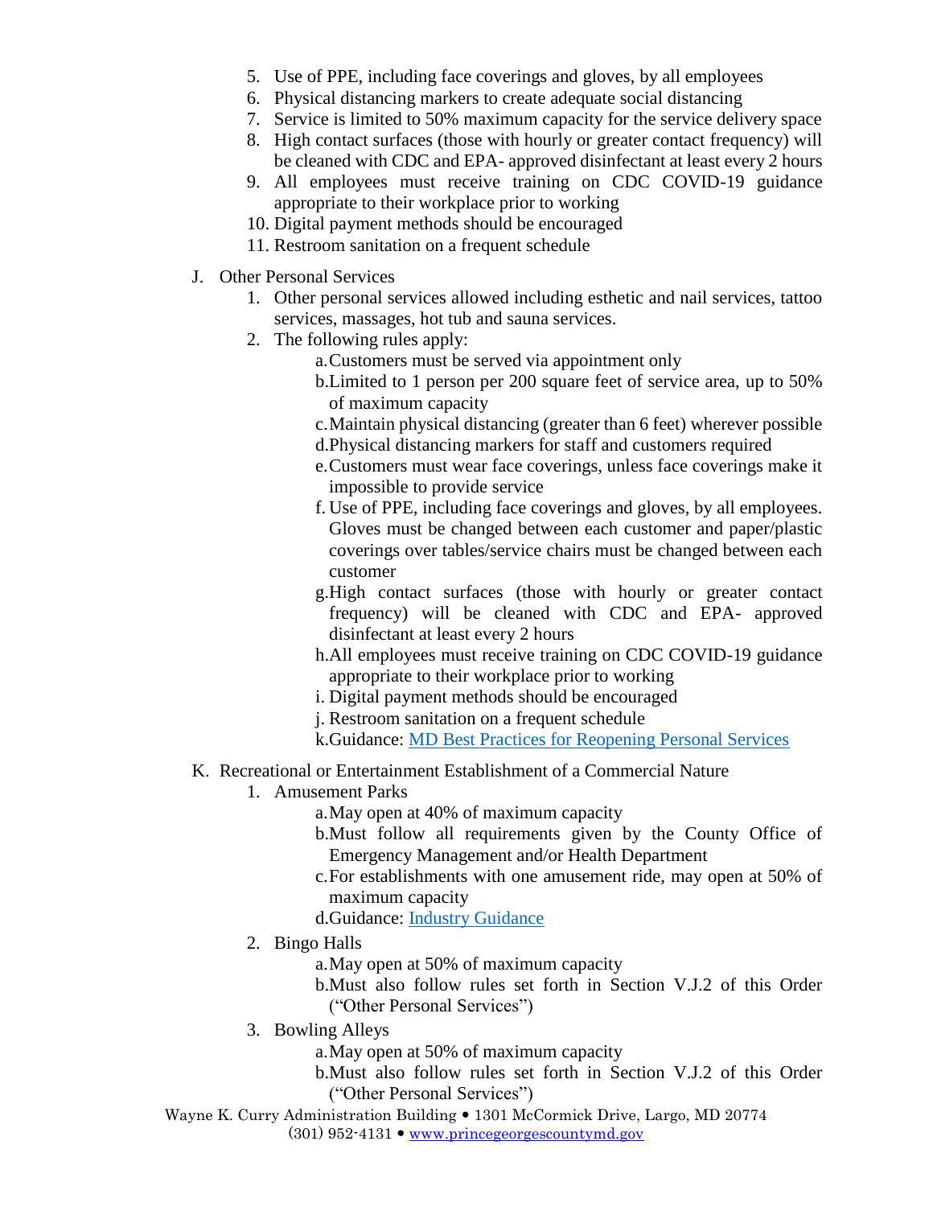5. Use of PPE, including face coverings and gloves, by all employees
6. Physical distancing markers to create adequate social distancing
7. Service is limited to 50% maximum capacity for the service delivery space
8. High contact surfaces (those with hourly or greater contact frequency) will be cleaned with CDC and EPA- approved disinfectant at least every 2 hours
9. All employees must receive training on CDC COVID-19 guidance appropriate to their workplace prior to working
10. Digital payment methods should be encouraged
11. Restroom sanitation on a frequent schedule

J. Other Personal Services
   1. Other personal services allowed including esthetic and nail services, tattoo services, massages, hot tub and sauna services.
   2. The following rules apply:
      a. Customers must be served via appointment only
      b. Limited to 1 person per 200 square feet of service area, up to 50% of maximum capacity
      c. Maintain physical distancing (greater than 6 feet) wherever possible
      d. Physical distancing markers for staff and customers required
      e. Customers must wear face coverings, unless face coverings make it impossible to provide service
      f. Use of PPE, including face coverings and gloves, by all employees. Gloves must be changed between each customer and paper/plastic coverings over tables/service chairs must be changed between each customer
      g. High contact surfaces (those with hourly or greater contact frequency) will be cleaned with CDC and EPA- approved disinfectant at least every 2 hours
      h. All employees must receive training on CDC COVID-19 guidance appropriate to their workplace prior to working
      i. Digital payment methods should be encouraged
      j. Restroom sanitation on a frequent schedule
      k. Guidance: MD Best Practices for Reopening Personal Services

K. Recreational or Entertainment Establishment of a Commercial Nature
   1. Amusement Parks
      a. May open at 40% of maximum capacity
      b. Must follow all requirements given by the County Office of Emergency Management and/or Health Department
      c. For establishments with one amusement ride, may open at 50% of maximum capacity
      d. Guidance: Industry Guidance
   2. Bingo Halls
      a. May open at 50% of maximum capacity
      b. Must also follow rules set forth in Section V.J.2 of this Order ("Other Personal Services")
   3. Bowling Alleys
      a. May open at 50% of maximum capacity
      b. Must also follow rules set forth in Section V.J.2 of this Order ("Other Personal Services")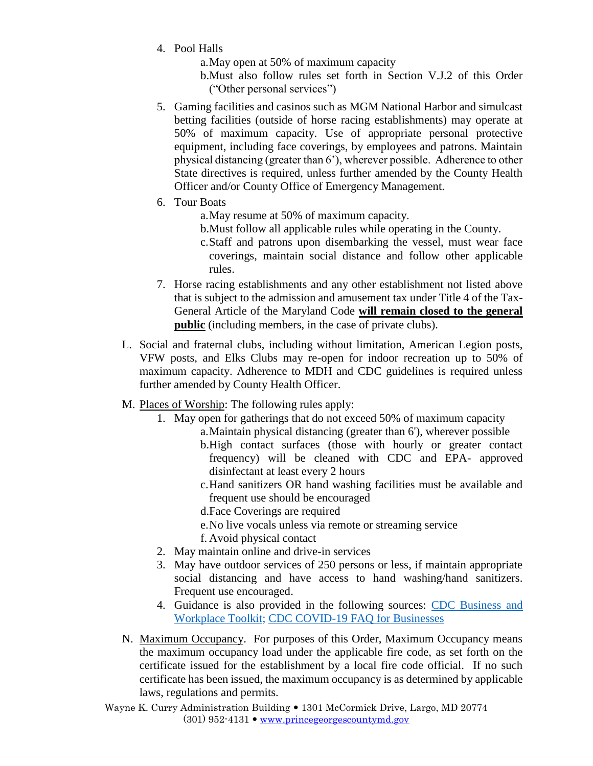4. Pool Halls
    a. May open at 50% of maximum capacity
    b. Must also follow rules set forth in Section V.J.2 of this Order ("Other personal services")
5. Gaming facilities and casinos such as MGM National Harbor and simulcast betting facilities (outside of horse racing establishments) may operate at 50% of maximum capacity. Use of appropriate personal protective equipment, including face coverings, by employees and patrons. Maintain physical distancing (greater than 6'), wherever possible. Adherence to other State directives is required, unless further amended by the County Health Officer and/or County Office of Emergency Management.
6. Tour Boats
    a. May resume at 50% of maximum capacity.
    b. Must follow all applicable rules while operating in the County.
    c. Staff and patrons upon disembarking the vessel, must wear face coverings, maintain social distance and follow other applicable rules.
7. Horse racing establishments and any other establishment not listed above that is subject to the admission and amusement tax under Title 4 of the Tax-General Article of the Maryland Code **will remain closed to the general public** (including members, in the case of private clubs).

L. Social and fraternal clubs, including without limitation, American Legion posts, VFW posts, and Elks Clubs may re-open for indoor recreation up to 50% of maximum capacity. Adherence to MDH and CDC guidelines is required unless further amended by County Health Officer.

M. Places of Worship: The following rules apply:
1. May open for gatherings that do not exceed 50% of maximum capacity
    a. Maintain physical distancing (greater than 6'), wherever possible
    b. High contact surfaces (those with hourly or greater contact frequency) will be cleaned with CDC and EPA- approved disinfectant at least every 2 hours
    c. Hand sanitizers OR hand washing facilities must be available and frequent use should be encouraged
    d. Face Coverings are required
    e. No live vocals unless via remote or streaming service
    f. Avoid physical contact
2. May maintain online and drive-in services
3. May have outdoor services of 250 persons or less, if maintain appropriate social distancing and have access to hand washing/hand sanitizers. Frequent use encouraged.
4. Guidance is also provided in the following sources: CDC Business and Workplace Toolkit; CDC COVID-19 FAQ for Businesses

N. Maximum Occupancy. For purposes of this Order, Maximum Occupancy means the maximum occupancy load under the applicable fire code, as set forth on the certificate issued for the establishment by a local fire code official. If no such certificate has been issued, the maximum occupancy is as determined by applicable laws, regulations and permits.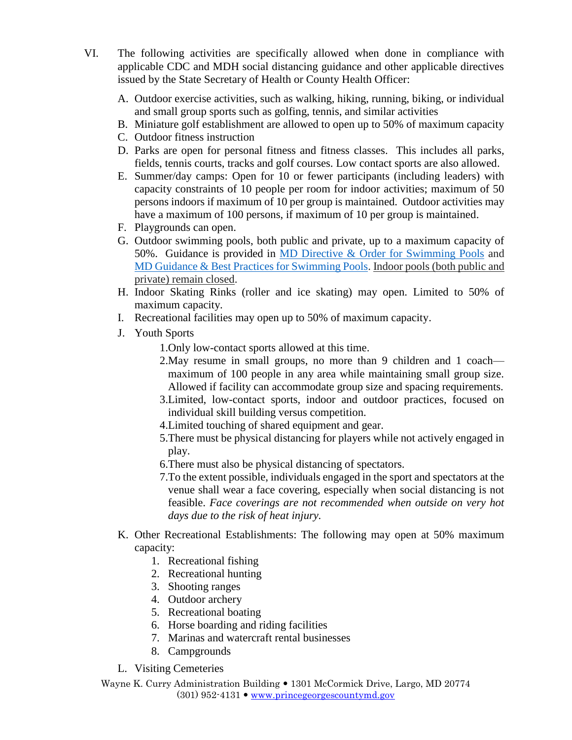VI. The following activities are specifically allowed when done in compliance with applicable CDC and MDH social distancing guidance and other applicable directives issued by the State Secretary of Health or County Health Officer:

A. Outdoor exercise activities, such as walking, hiking, running, biking, or individual and small group sports such as golfing, tennis, and similar activities
B. Miniature golf establishment are allowed to open up to 50% of maximum capacity
C. Outdoor fitness instruction
D. Parks are open for personal fitness and fitness classes. This includes all parks, fields, tennis courts, tracks and golf courses. Low contact sports are also allowed.
E. Summer/day camps: Open for 10 or fewer participants (including leaders) with capacity constraints of 10 people per room for indoor activities; maximum of 50 persons indoors if maximum of 10 per group is maintained. Outdoor activities may have a maximum of 100 persons, if maximum of 10 per group is maintained.
F. Playgrounds can open.
G. Outdoor swimming pools, both public and private, up to a maximum capacity of 50%. Guidance is provided in [MD Directive & Order for Swimming Pools]() and [MD Guidance & Best Practices for Swimming Pools](). Indoor pools (both public and private) remain closed.
H. Indoor Skating Rinks (roller and ice skating) may open. Limited to 50% of maximum capacity.
I. Recreational facilities may open up to 50% of maximum capacity.
J. Youth Sports
    1. Only low-contact sports allowed at this time.
    2. May resume in small groups, no more than 9 children and 1 coach—maximum of 100 people in any area while maintaining small group size. Allowed if facility can accommodate group size and spacing requirements.
    3. Limited, low-contact sports, indoor and outdoor practices, focused on individual skill building versus competition.
    4. Limited touching of shared equipment and gear.
    5. There must be physical distancing for players while not actively engaged in play.
    6. There must also be physical distancing of spectators.
    7. To the extent possible, individuals engaged in the sport and spectators at the venue shall wear a face covering, especially when social distancing is not feasible. *Face coverings are not recommended when outside on very hot days due to the risk of heat injury.*
K. Other Recreational Establishments: The following may open at 50% maximum capacity:
    1. Recreational fishing
    2. Recreational hunting
    3. Shooting ranges
    4. Outdoor archery
    5. Recreational boating
    6. Horse boarding and riding facilities
    7. Marinas and watercraft rental businesses
    8. Campgrounds
L. Visiting Cemeteries

Wayne K. Curry Administration Building • 1301 McCormick Drive, Largo, MD 20774
(301) 952-4131 • [www.princegeorgescountymd.gov](http://www.princegeorgescountymd.gov)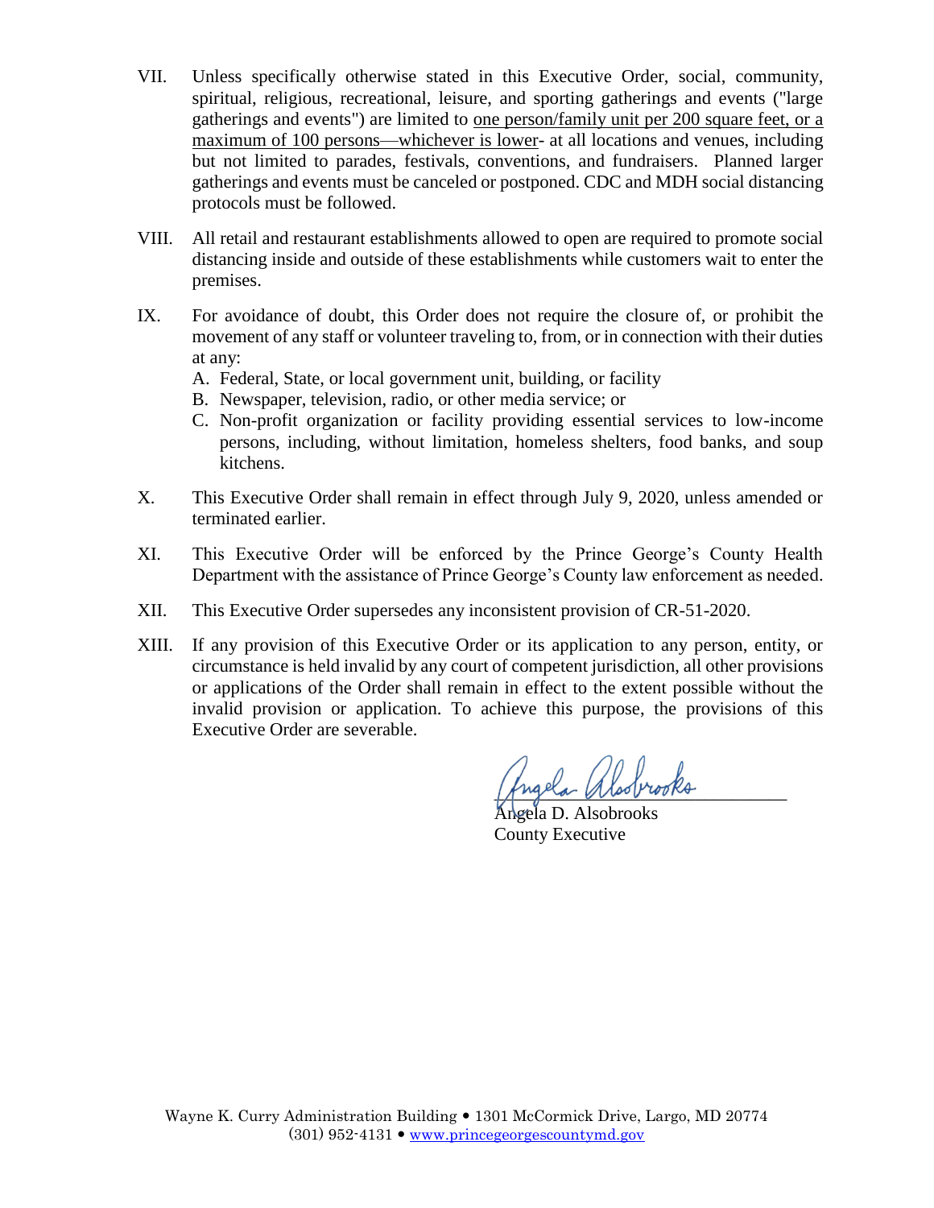VII. Unless specifically otherwise stated in this Executive Order, social, community, spiritual, religious, recreational, leisure, and sporting gatherings and events ("large gatherings and events") are limited to one person/family unit per 200 square feet, or a maximum of 100 persons—whichever is lower- at all locations and venues, including but not limited to parades, festivals, conventions, and fundraisers. Planned larger gatherings and events must be canceled or postponed. CDC and MDH social distancing protocols must be followed.

VIII. All retail and restaurant establishments allowed to open are required to promote social distancing inside and outside of these establishments while customers wait to enter the premises.

IX. For avoidance of doubt, this Order does not require the closure of, or prohibit the movement of any staff or volunteer traveling to, from, or in connection with their duties at any:

A. Federal, State, or local government unit, building, or facility
B. Newspaper, television, radio, or other media service; or
C. Non-profit organization or facility providing essential services to low-income persons, including, without limitation, homeless shelters, food banks, and soup kitchens.

X. This Executive Order shall remain in effect through July 9, 2020, unless amended or terminated earlier.

XI. This Executive Order will be enforced by the Prince George's County Health Department with the assistance of Prince George's County law enforcement as needed.

XII. This Executive Order supersedes any inconsistent provision of CR-51-2020.

XIII. If any provision of this Executive Order or its application to any person, entity, or circumstance is held invalid by any court of competent jurisdiction, all other provisions or applications of the Order shall remain in effect to the extent possible without the invalid provision or application. To achieve this purpose, the provisions of this Executive Order are severable.

Angela D. Alsobrooks
County Executive

Wayne K. Curry Administration Building • 1301 McCormick Drive, Largo, MD 20774
(301) 952-4131 • www.princegeorgescountymd.gov